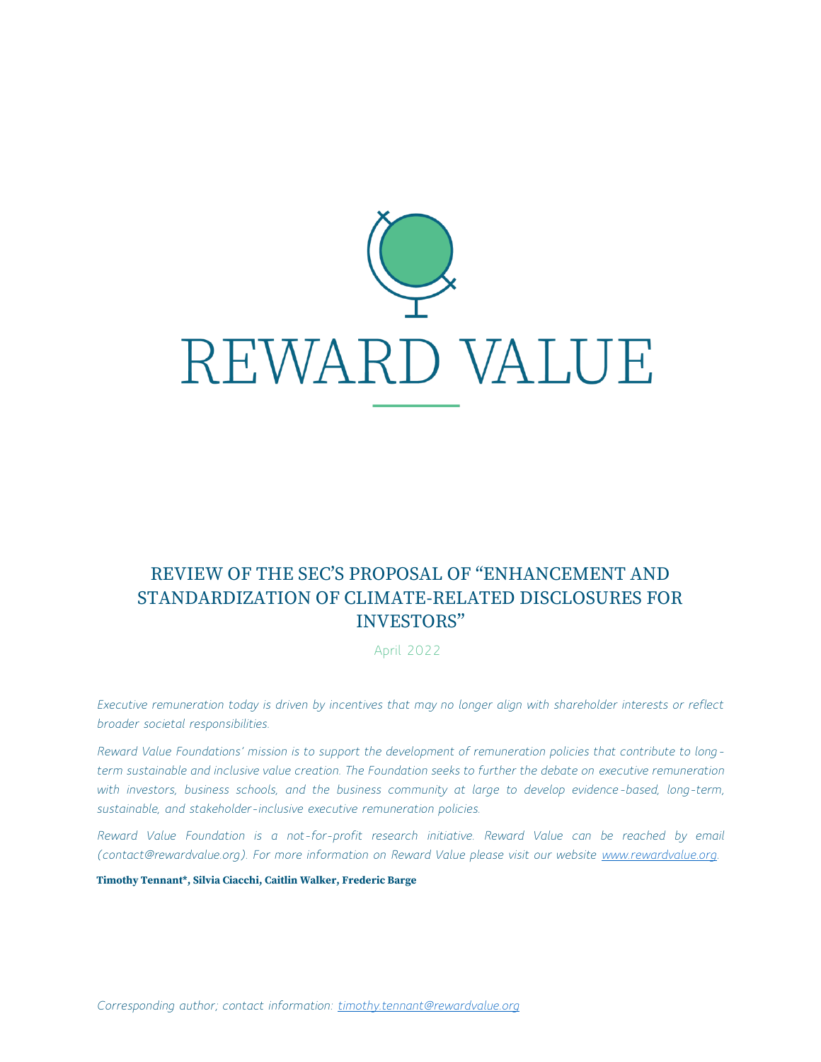REWARD VALUE

# REVIEW OF THE SEC'S PROPOSAL OF "ENHANCEMENT AND STANDARDIZATION OF CLIMATE-RELATED DISCLOSURES FOR INVESTORS"

April 2022

*Executive remuneration today is driven by incentives that may no longer align with shareholder interests or reflect broader societal responsibilities.*

*Reward Value Foundations' mission is to support the development of remuneration policies that contribute to long-term sustainable and inclusive value creation. The Foundation seeks to further the debate on executive remuneration with investors, business schools, and the business community at large to develop evidence-based, long-term, sustainable, and stakeholder-inclusive executive remuneration policies.*

*Reward Value Foundation is a not-for-profit research initiative. Reward Value can be reached by email (contact@rewardvalue.org). For more information on Reward Value please visit our website [www.rewardvalue.org](www.rewardvalue.org).*

**Timothy Tennant\*, Silvia Ciacchi, Caitlin Walker, Frederic Barge**

*Corresponding author; contact information: [timothy.tennant@rewardvalue.org](mailto:timothy.tennant@rewardvalue.org)*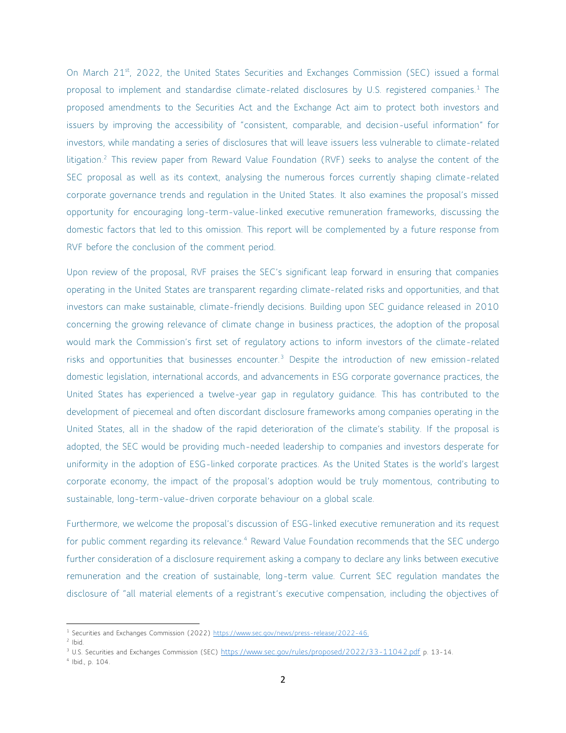On March 21st, 2022, the United States Securities and Exchanges Commission (SEC) issued a formal proposal to implement and standardise climate-related disclosures by U.S. registered companies.[1] The proposed amendments to the Securities Act and the Exchange Act aim to protect both investors and issuers by improving the accessibility of "consistent, comparable, and decision-useful information" for investors, while mandating a series of disclosures that will leave issuers less vulnerable to climate-related litigation.[2] This review paper from Reward Value Foundation (RVF) seeks to analyse the content of the SEC proposal as well as its context, analysing the numerous forces currently shaping climate-related corporate governance trends and regulation in the United States. It also examines the proposal's missed opportunity for encouraging long-term-value-linked executive remuneration frameworks, discussing the domestic factors that led to this omission. This report will be complemented by a future response from RVF before the conclusion of the comment period.

Upon review of the proposal, RVF praises the SEC's significant leap forward in ensuring that companies operating in the United States are transparent regarding climate-related risks and opportunities, and that investors can make sustainable, climate-friendly decisions. Building upon SEC guidance released in 2010 concerning the growing relevance of climate change in business practices, the adoption of the proposal would mark the Commission's first set of regulatory actions to inform investors of the climate-related risks and opportunities that businesses encounter.[3] Despite the introduction of new emission-related domestic legislation, international accords, and advancements in ESG corporate governance practices, the United States has experienced a twelve-year gap in regulatory guidance. This has contributed to the development of piecemeal and often discordant disclosure frameworks among companies operating in the United States, all in the shadow of the rapid deterioration of the climate's stability. If the proposal is adopted, the SEC would be providing much-needed leadership to companies and investors desperate for uniformity in the adoption of ESG-linked corporate practices. As the United States is the world's largest corporate economy, the impact of the proposal's adoption would be truly momentous, contributing to sustainable, long-term-value-driven corporate behaviour on a global scale.

Furthermore, we welcome the proposal's discussion of ESG-linked executive remuneration and its request for public comment regarding its relevance.[4] Reward Value Foundation recommends that the SEC undergo further consideration of a disclosure requirement asking a company to declare any links between executive remuneration and the creation of sustainable, long-term value. Current SEC regulation mandates the disclosure of "all material elements of a registrant's executive compensation, including the objectives of

---

[1] Securities and Exchanges Commission (2022) https://www.sec.gov/news/press-release/2022-46.

[2] Ibid.

[3] U.S. Securities and Exchanges Commission (SEC) https://www.sec.gov/rules/proposed/2022/33-11042.pdf p. 13-14.

[4] Ibid., p. 104.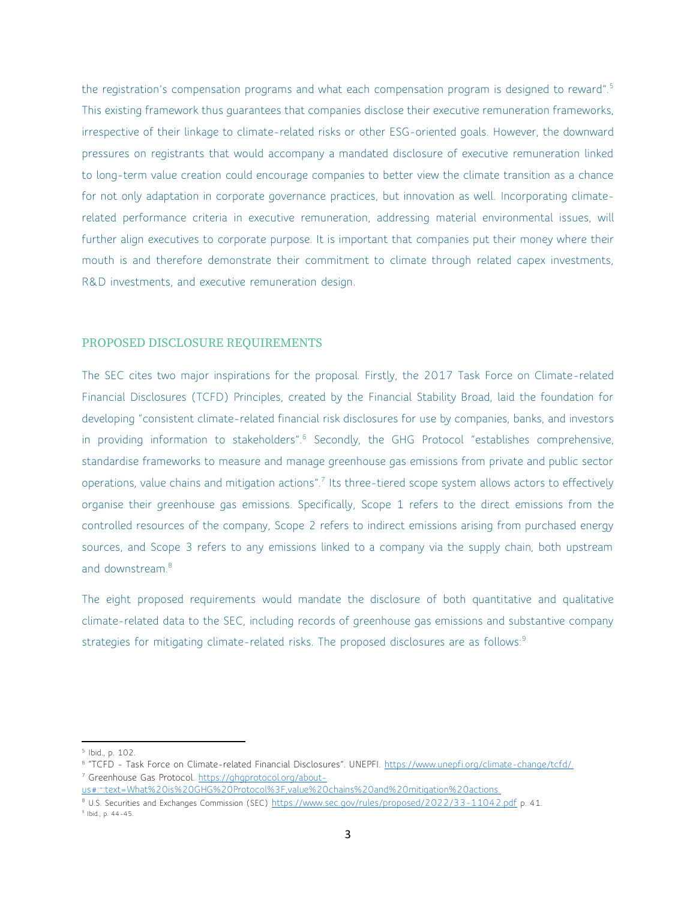the registration's compensation programs and what each compensation program is designed to reward".[5] This existing framework thus guarantees that companies disclose their executive remuneration frameworks, irrespective of their linkage to climate-related risks or other ESG-oriented goals. However, the downward pressures on registrants that would accompany a mandated disclosure of executive remuneration linked to long-term value creation could encourage companies to better view the climate transition as a chance for not only adaptation in corporate governance practices, but innovation as well. Incorporating climate-related performance criteria in executive remuneration, addressing material environmental issues, will further align executives to corporate purpose. It is important that companies put their money where their mouth is and therefore demonstrate their commitment to climate through related capex investments, R&D investments, and executive remuneration design.

## PROPOSED DISCLOSURE REQUIREMENTS

The SEC cites two major inspirations for the proposal. Firstly, the 2017 Task Force on Climate-related Financial Disclosures (TCFD) Principles, created by the Financial Stability Broad, laid the foundation for developing "consistent climate-related financial risk disclosures for use by companies, banks, and investors in providing information to stakeholders".[6] Secondly, the GHG Protocol "establishes comprehensive, standardise frameworks to measure and manage greenhouse gas emissions from private and public sector operations, value chains and mitigation actions".[7] Its three-tiered scope system allows actors to effectively organise their greenhouse gas emissions. Specifically, Scope 1 refers to the direct emissions from the controlled resources of the company, Scope 2 refers to indirect emissions arising from purchased energy sources, and Scope 3 refers to any emissions linked to a company via the supply chain, both upstream and downstream.[8]

The eight proposed requirements would mandate the disclosure of both quantitative and qualitative climate-related data to the SEC, including records of greenhouse gas emissions and substantive company strategies for mitigating climate-related risks. The proposed disclosures are as follows:[9]

---

[5] Ibid., p. 102.

[6] "TCFD - Task Force on Climate-related Financial Disclosures". UNEPFI. https://www.unepfi.org/climate-change/tcfd/

[7] Greenhouse Gas Protocol. https://ghgprotocol.org/about-us#:~:text=What%20is%20GHG%20Protocol%3F,value%20chains%20and%20mitigation%20actions.

[8] U.S. Securities and Exchanges Commission (SEC) https://www.sec.gov/rules/proposed/2022/33-11042.pdf p. 41.

[9] Ibid., p. 44-45.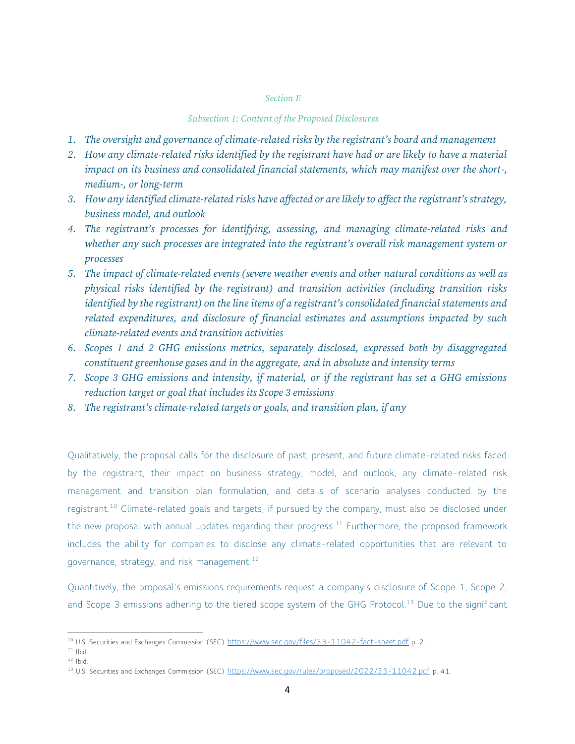*Section E*

*Subsection 1: Content of the Proposed Disclosures*

1. *The oversight and governance of climate-related risks by the registrant's board and management*
2. *How any climate-related risks identified by the registrant have had or are likely to have a material impact on its business and consolidated financial statements, which may manifest over the short-, medium-, or long-term*
3. *How any identified climate-related risks have affected or are likely to affect the registrant's strategy, business model, and outlook*
4. *The registrant's processes for identifying, assessing, and managing climate-related risks and whether any such processes are integrated into the registrant's overall risk management system or processes*
5. *The impact of climate-related events (severe weather events and other natural conditions as well as physical risks identified by the registrant) and transition activities (including transition risks identified by the registrant) on the line items of a registrant's consolidated financial statements and related expenditures, and disclosure of financial estimates and assumptions impacted by such climate-related events and transition activities*
6. *Scopes 1 and 2 GHG emissions metrics, separately disclosed, expressed both by disaggregated constituent greenhouse gases and in the aggregate, and in absolute and intensity terms*
7. *Scope 3 GHG emissions and intensity, if material, or if the registrant has set a GHG emissions reduction target or goal that includes its Scope 3 emissions*
8. *The registrant's climate-related targets or goals, and transition plan, if any*

Qualitatively, the proposal calls for the disclosure of past, present, and future climate-related risks faced by the registrant, their impact on business strategy, model, and outlook, any climate-related risk management and transition plan formulation, and details of scenario analyses conducted by the registrant.[10] Climate-related goals and targets, if pursued by the company, must also be disclosed under the new proposal with annual updates regarding their progress.[11] Furthermore, the proposed framework includes the ability for companies to disclose any climate-related opportunities that are relevant to governance, strategy, and risk management.[12]

Quantitively, the proposal's emissions requirements request a company's disclosure of Scope 1, Scope 2, and Scope 3 emissions adhering to the tiered scope system of the GHG Protocol.[13] Due to the significant

[10] U.S. Securities and Exchanges Commission (SEC) https://www.sec.gov/files/33-11042-fact-sheet.pdf p. 2.
[11] Ibid.
[12] Ibid.
[13] U.S. Securities and Exchanges Commission (SEC) https://www.sec.gov/rules/proposed/2022/33-11042.pdf p. 41.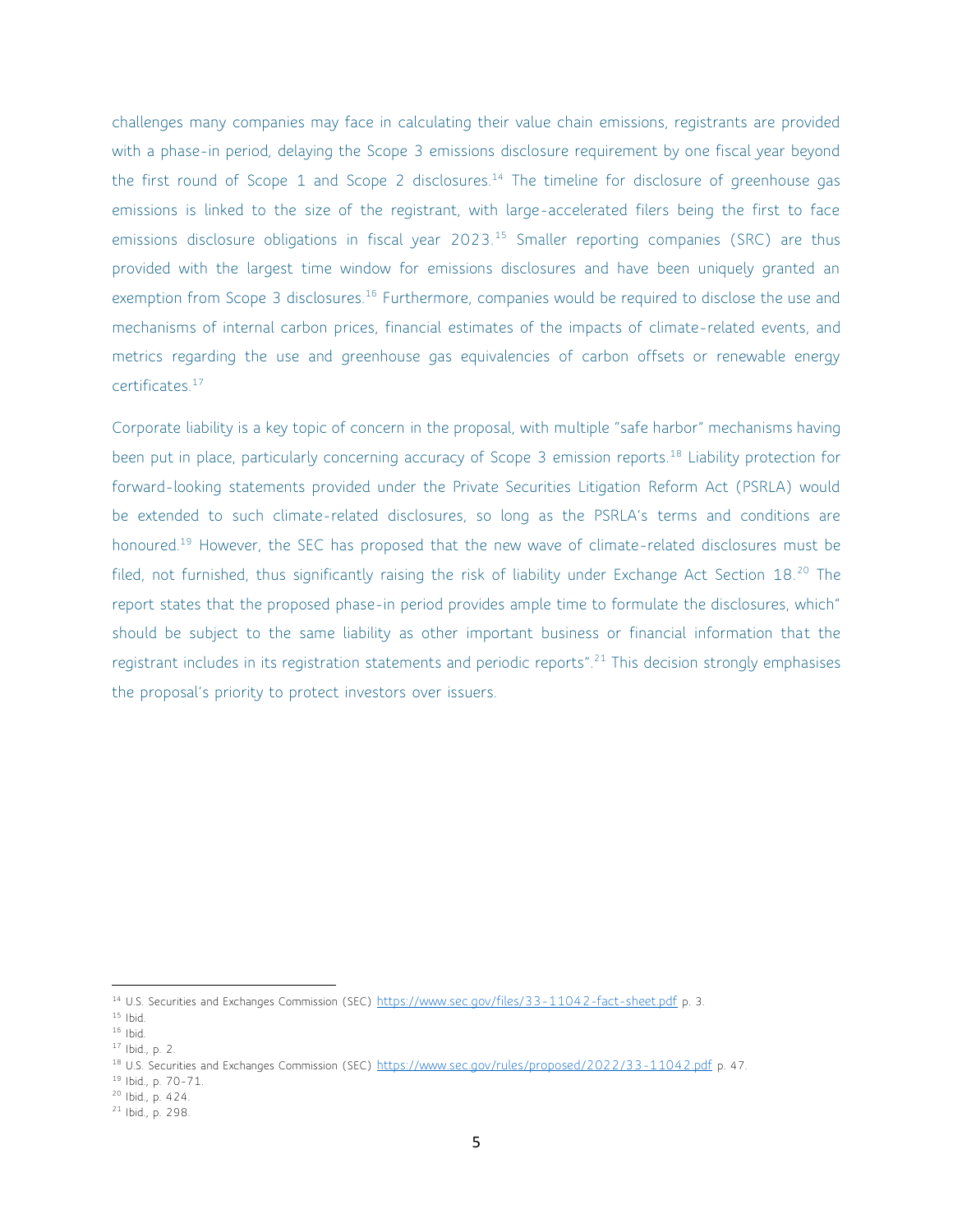challenges many companies may face in calculating their value chain emissions, registrants are provided with a phase-in period, delaying the Scope 3 emissions disclosure requirement by one fiscal year beyond the first round of Scope 1 and Scope 2 disclosures.[14] The timeline for disclosure of greenhouse gas emissions is linked to the size of the registrant, with large-accelerated filers being the first to face emissions disclosure obligations in fiscal year 2023.[15] Smaller reporting companies (SRC) are thus provided with the largest time window for emissions disclosures and have been uniquely granted an exemption from Scope 3 disclosures.[16] Furthermore, companies would be required to disclose the use and mechanisms of internal carbon prices, financial estimates of the impacts of climate-related events, and metrics regarding the use and greenhouse gas equivalencies of carbon offsets or renewable energy certificates.[17]

Corporate liability is a key topic of concern in the proposal, with multiple "safe harbor" mechanisms having been put in place, particularly concerning accuracy of Scope 3 emission reports.[18] Liability protection for forward-looking statements provided under the Private Securities Litigation Reform Act (PSRLA) would be extended to such climate-related disclosures, so long as the PSRLA's terms and conditions are honoured.[19] However, the SEC has proposed that the new wave of climate-related disclosures must be filed, not furnished, thus significantly raising the risk of liability under Exchange Act Section 18.[20] The report states that the proposed phase-in period provides ample time to formulate the disclosures, which" should be subject to the same liability as other important business or financial information that the registrant includes in its registration statements and periodic reports".[21] This decision strongly emphasises the proposal's priority to protect investors over issuers.

---

[14] U.S. Securities and Exchanges Commission (SEC) https://www.sec.gov/files/33-11042-fact-sheet.pdf p. 3.
[15] Ibid.
[16] Ibid.
[17] Ibid., p. 2.
[18] U.S. Securities and Exchanges Commission (SEC) https://www.sec.gov/rules/proposed/2022/33-11042.pdf p. 47.
[19] Ibid., p. 70-71.
[20] Ibid., p. 424.
[21] Ibid., p. 298.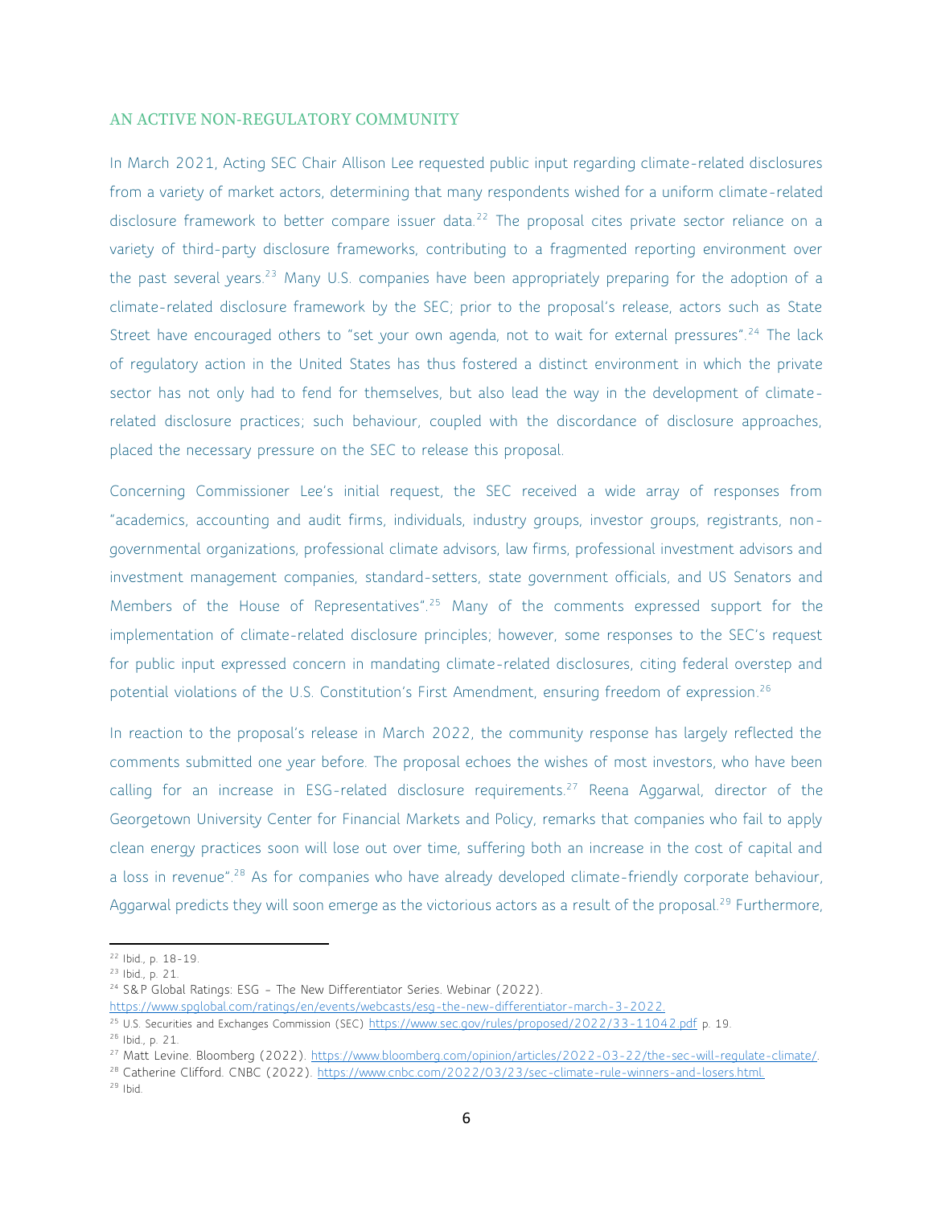## AN ACTIVE NON-REGULATORY COMMUNITY

In March 2021, Acting SEC Chair Allison Lee requested public input regarding climate-related disclosures from a variety of market actors, determining that many respondents wished for a uniform climate-related disclosure framework to better compare issuer data.[22] The proposal cites private sector reliance on a variety of third-party disclosure frameworks, contributing to a fragmented reporting environment over the past several years.[23] Many U.S. companies have been appropriately preparing for the adoption of a climate-related disclosure framework by the SEC; prior to the proposal's release, actors such as State Street have encouraged others to "set your own agenda, not to wait for external pressures".[24] The lack of regulatory action in the United States has thus fostered a distinct environment in which the private sector has not only had to fend for themselves, but also lead the way in the development of climate-related disclosure practices; such behaviour, coupled with the discordance of disclosure approaches, placed the necessary pressure on the SEC to release this proposal.

Concerning Commissioner Lee's initial request, the SEC received a wide array of responses from "academics, accounting and audit firms, individuals, industry groups, investor groups, registrants, non-governmental organizations, professional climate advisors, law firms, professional investment advisors and investment management companies, standard-setters, state government officials, and US Senators and Members of the House of Representatives".[25] Many of the comments expressed support for the implementation of climate-related disclosure principles; however, some responses to the SEC's request for public input expressed concern in mandating climate-related disclosures, citing federal overstep and potential violations of the U.S. Constitution's First Amendment, ensuring freedom of expression.[26]

In reaction to the proposal's release in March 2022, the community response has largely reflected the comments submitted one year before. The proposal echoes the wishes of most investors, who have been calling for an increase in ESG-related disclosure requirements.[27] Reena Aggarwal, director of the Georgetown University Center for Financial Markets and Policy, remarks that companies who fail to apply clean energy practices soon will lose out over time, suffering both an increase in the cost of capital and a loss in revenue".[28] As for companies who have already developed climate-friendly corporate behaviour, Aggarwal predicts they will soon emerge as the victorious actors as a result of the proposal.[29] Furthermore,

---

[22] Ibid., p. 18-19.

[23] Ibid., p. 21.

[24] S&P Global Ratings: ESG – The New Differentiator Series. Webinar (2022). https://www.spglobal.com/ratings/en/events/webcasts/esg-the-new-differentiator-march-3-2022.

[25] U.S. Securities and Exchanges Commission (SEC) https://www.sec.gov/rules/proposed/2022/33-11042.pdf p. 19.

[26] Ibid., p. 21.

[27] Matt Levine. Bloomberg (2022). https://www.bloomberg.com/opinion/articles/2022-03-22/the-sec-will-regulate-climate/.

[28] Catherine Clifford. CNBC (2022). https://www.cnbc.com/2022/03/23/sec-climate-rule-winners-and-losers.html.

[29] Ibid.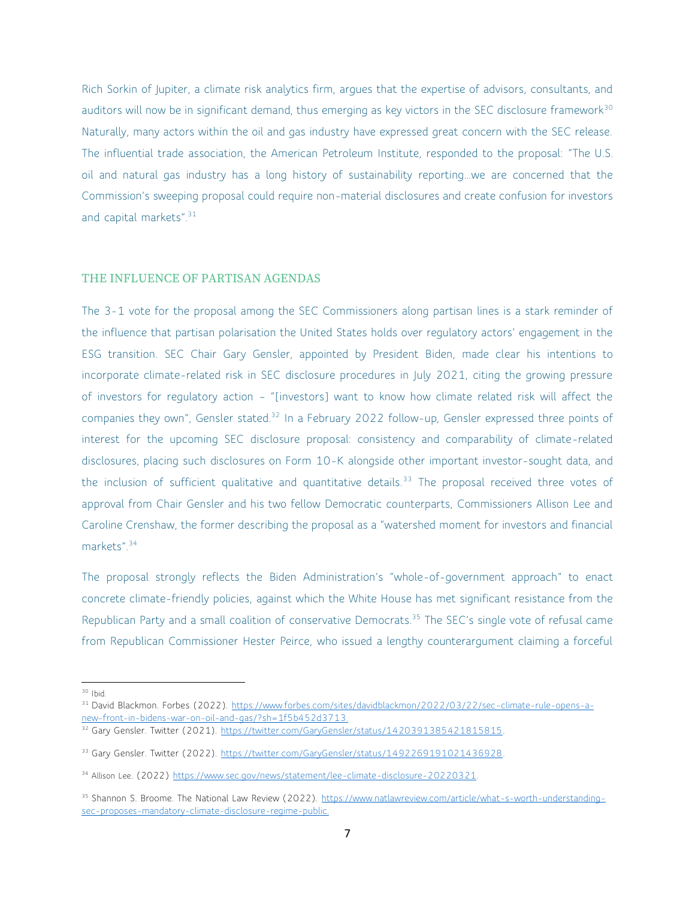Rich Sorkin of Jupiter, a climate risk analytics firm, argues that the expertise of advisors, consultants, and auditors will now be in significant demand, thus emerging as key victors in the SEC disclosure framework[30] Naturally, many actors within the oil and gas industry have expressed great concern with the SEC release. The influential trade association, the American Petroleum Institute, responded to the proposal: "The U.S. oil and natural gas industry has a long history of sustainability reporting…we are concerned that the Commission's sweeping proposal could require non-material disclosures and create confusion for investors and capital markets".[31]

## THE INFLUENCE OF PARTISAN AGENDAS

The 3-1 vote for the proposal among the SEC Commissioners along partisan lines is a stark reminder of the influence that partisan polarisation the United States holds over regulatory actors' engagement in the ESG transition. SEC Chair Gary Gensler, appointed by President Biden, made clear his intentions to incorporate climate-related risk in SEC disclosure procedures in July 2021, citing the growing pressure of investors for regulatory action – "[investors] want to know how climate related risk will affect the companies they own", Gensler stated.[32] In a February 2022 follow-up, Gensler expressed three points of interest for the upcoming SEC disclosure proposal: consistency and comparability of climate-related disclosures, placing such disclosures on Form 10-K alongside other important investor-sought data, and the inclusion of sufficient qualitative and quantitative details.[33] The proposal received three votes of approval from Chair Gensler and his two fellow Democratic counterparts, Commissioners Allison Lee and Caroline Crenshaw, the former describing the proposal as a "watershed moment for investors and financial markets".[34]

The proposal strongly reflects the Biden Administration's "whole-of-government approach" to enact concrete climate-friendly policies, against which the White House has met significant resistance from the Republican Party and a small coalition of conservative Democrats.[35] The SEC's single vote of refusal came from Republican Commissioner Hester Peirce, who issued a lengthy counterargument claiming a forceful

---

[30] Ibid.

[31] David Blackmon. Forbes (2022). https://www.forbes.com/sites/davidblackmon/2022/03/22/sec-climate-rule-opens-a-new-front-in-bidens-war-on-oil-and-gas/?sh=1f5b452d3713.

[32] Gary Gensler. Twitter (2021). https://twitter.com/GaryGensler/status/1420391385421815815.

[33] Gary Gensler. Twitter (2022). https://twitter.com/GaryGensler/status/1492269191021436928.

[34] Allison Lee. (2022) https://www.sec.gov/news/statement/lee-climate-disclosure-20220321.

[35] Shannon S. Broome. The National Law Review (2022). https://www.natlawreview.com/article/what-s-worth-understanding-sec-proposes-mandatory-climate-disclosure-regime-public.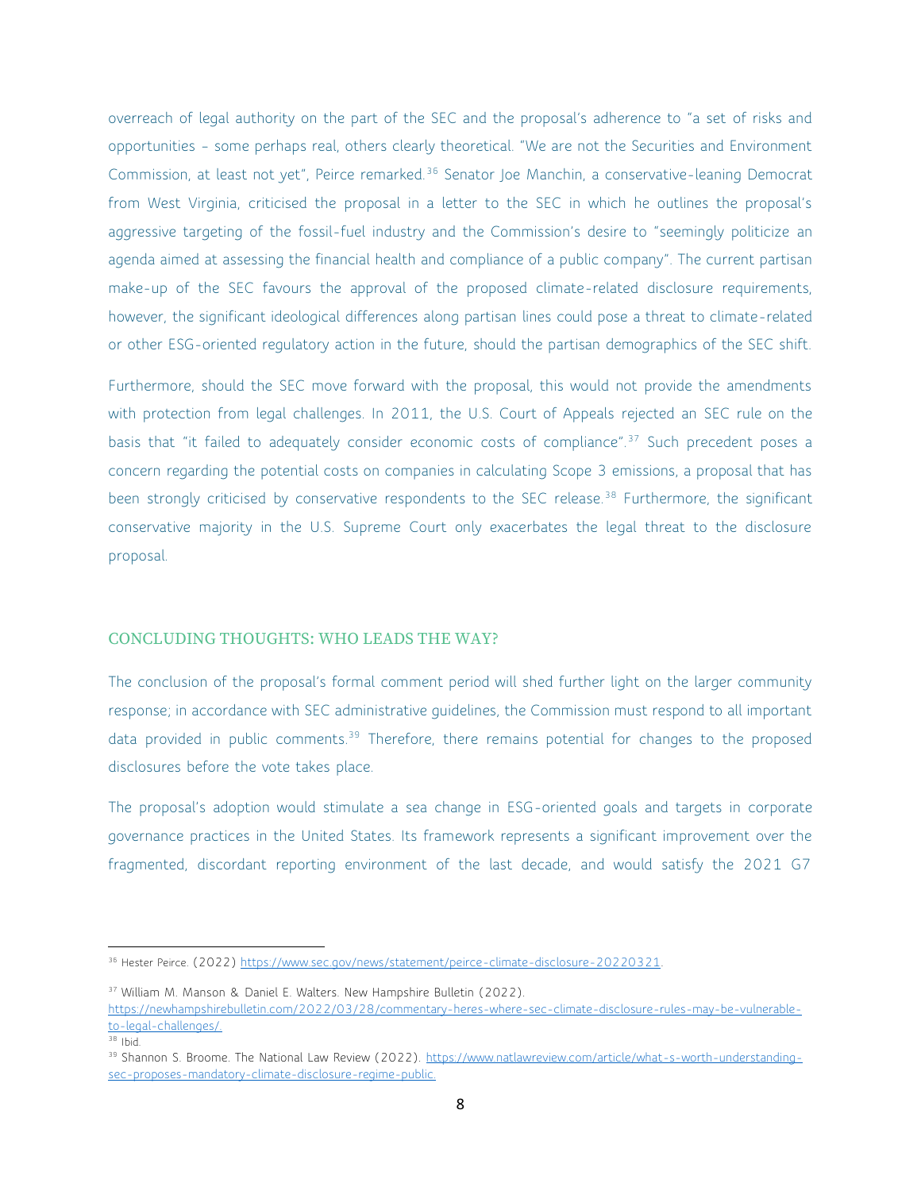overreach of legal authority on the part of the SEC and the proposal's adherence to "a set of risks and opportunities – some perhaps real, others clearly theoretical. "We are not the Securities and Environment Commission, at least not yet", Peirce remarked.[36] Senator Joe Manchin, a conservative-leaning Democrat from West Virginia, criticised the proposal in a letter to the SEC in which he outlines the proposal's aggressive targeting of the fossil-fuel industry and the Commission's desire to "seemingly politicize an agenda aimed at assessing the financial health and compliance of a public company". The current partisan make-up of the SEC favours the approval of the proposed climate-related disclosure requirements, however, the significant ideological differences along partisan lines could pose a threat to climate-related or other ESG-oriented regulatory action in the future, should the partisan demographics of the SEC shift.

Furthermore, should the SEC move forward with the proposal, this would not provide the amendments with protection from legal challenges. In 2011, the U.S. Court of Appeals rejected an SEC rule on the basis that "it failed to adequately consider economic costs of compliance".[37] Such precedent poses a concern regarding the potential costs on companies in calculating Scope 3 emissions, a proposal that has been strongly criticised by conservative respondents to the SEC release.[38] Furthermore, the significant conservative majority in the U.S. Supreme Court only exacerbates the legal threat to the disclosure proposal.

## CONCLUDING THOUGHTS: WHO LEADS THE WAY?

The conclusion of the proposal's formal comment period will shed further light on the larger community response; in accordance with SEC administrative guidelines, the Commission must respond to all important data provided in public comments.[39] Therefore, there remains potential for changes to the proposed disclosures before the vote takes place.

The proposal's adoption would stimulate a sea change in ESG-oriented goals and targets in corporate governance practices in the United States. Its framework represents a significant improvement over the fragmented, discordant reporting environment of the last decade, and would satisfy the 2021 G7

---

[36] Hester Peirce. (2022) https://www.sec.gov/news/statement/peirce-climate-disclosure-20220321.

[37] William M. Manson & Daniel E. Walters. New Hampshire Bulletin (2022). https://newhampshirebulletin.com/2022/03/28/commentary-heres-where-sec-climate-disclosure-rules-may-be-vulnerable-to-legal-challenges/

[38] Ibid.

[39] Shannon S. Broome. The National Law Review (2022). https://www.natlawreview.com/article/what-s-worth-understanding-sec-proposes-mandatory-climate-disclosure-regime-public.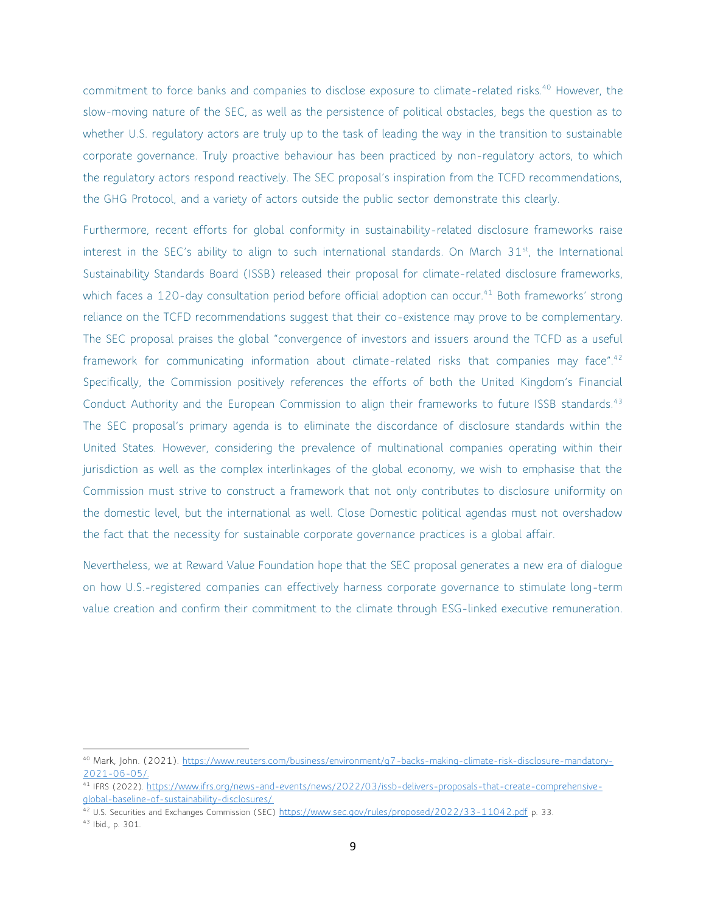commitment to force banks and companies to disclose exposure to climate-related risks.[40] However, the slow-moving nature of the SEC, as well as the persistence of political obstacles, begs the question as to whether U.S. regulatory actors are truly up to the task of leading the way in the transition to sustainable corporate governance. Truly proactive behaviour has been practiced by non-regulatory actors, to which the regulatory actors respond reactively. The SEC proposal's inspiration from the TCFD recommendations, the GHG Protocol, and a variety of actors outside the public sector demonstrate this clearly.

Furthermore, recent efforts for global conformity in sustainability-related disclosure frameworks raise interest in the SEC's ability to align to such international standards. On March 31st, the International Sustainability Standards Board (ISSB) released their proposal for climate-related disclosure frameworks, which faces a 120-day consultation period before official adoption can occur.[41] Both frameworks' strong reliance on the TCFD recommendations suggest that their co-existence may prove to be complementary. The SEC proposal praises the global "convergence of investors and issuers around the TCFD as a useful framework for communicating information about climate-related risks that companies may face".[42] Specifically, the Commission positively references the efforts of both the United Kingdom's Financial Conduct Authority and the European Commission to align their frameworks to future ISSB standards.[43] The SEC proposal's primary agenda is to eliminate the discordance of disclosure standards within the United States. However, considering the prevalence of multinational companies operating within their jurisdiction as well as the complex interlinkages of the global economy, we wish to emphasise that the Commission must strive to construct a framework that not only contributes to disclosure uniformity on the domestic level, but the international as well. Close Domestic political agendas must not overshadow the fact that the necessity for sustainable corporate governance practices is a global affair.

Nevertheless, we at Reward Value Foundation hope that the SEC proposal generates a new era of dialogue on how U.S.-registered companies can effectively harness corporate governance to stimulate long-term value creation and confirm their commitment to the climate through ESG-linked executive remuneration.

---

[40] Mark, John. (2021). https://www.reuters.com/business/environment/g7-backs-making-climate-risk-disclosure-mandatory-2021-06-05/.

[41] IFRS (2022). https://www.ifrs.org/news-and-events/news/2022/03/issb-delivers-proposals-that-create-comprehensive-global-baseline-of-sustainability-disclosures/.

[42] U.S. Securities and Exchanges Commission (SEC) https://www.sec.gov/rules/proposed/2022/33-11042.pdf p. 33.

[43] Ibid., p. 301.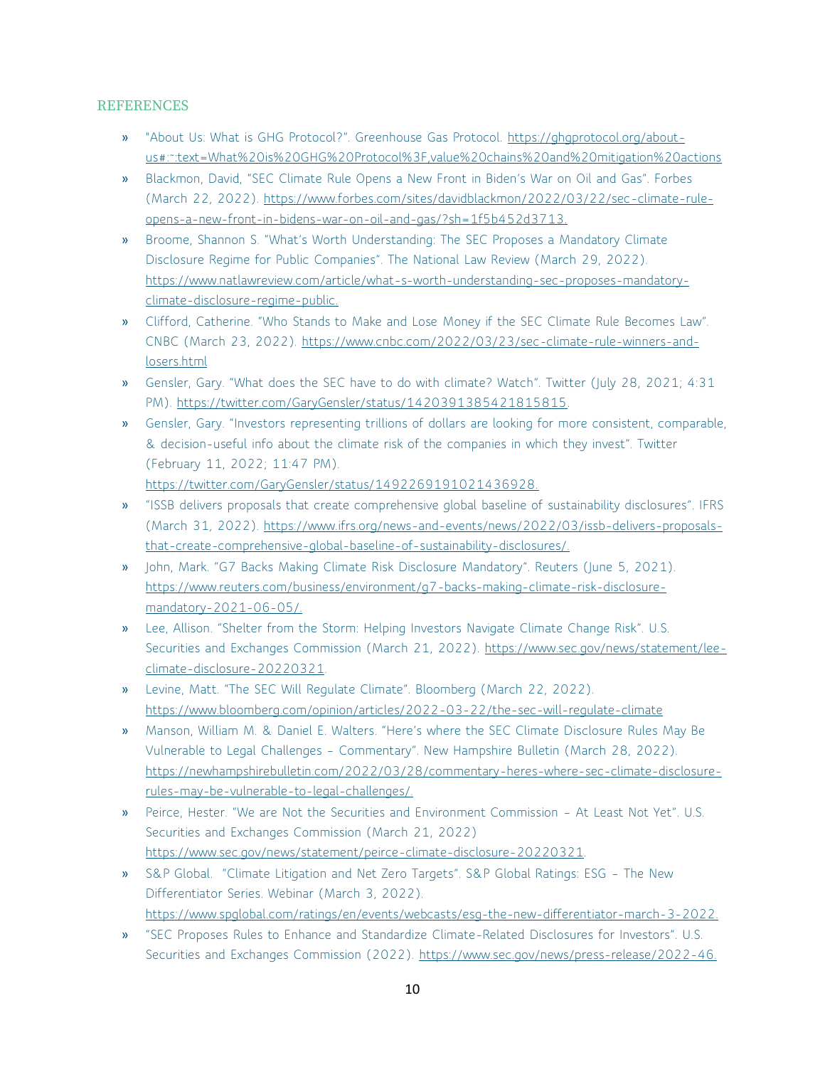## REFERENCES

- "About Us: What is GHG Protocol?". Greenhouse Gas Protocol. https://ghgprotocol.org/about-us#:~:text=What%20is%20GHG%20Protocol%3F,value%20chains%20and%20mitigation%20actions
- Blackmon, David, "SEC Climate Rule Opens a New Front in Biden's War on Oil and Gas". Forbes (March 22, 2022). https://www.forbes.com/sites/davidblackmon/2022/03/22/sec-climate-rule-opens-a-new-front-in-bidens-war-on-oil-and-gas/?sh=1f5b452d3713.
- Broome, Shannon S. "What's Worth Understanding: The SEC Proposes a Mandatory Climate Disclosure Regime for Public Companies". The National Law Review (March 29, 2022). https://www.natlawreview.com/article/what-s-worth-understanding-sec-proposes-mandatory-climate-disclosure-regime-public.
- Clifford, Catherine. "Who Stands to Make and Lose Money if the SEC Climate Rule Becomes Law". CNBC (March 23, 2022). https://www.cnbc.com/2022/03/23/sec-climate-rule-winners-and-losers.html
- Gensler, Gary. "What does the SEC have to do with climate? Watch". Twitter (July 28, 2021; 4:31 PM). https://twitter.com/GaryGensler/status/1420391385421815815.
- Gensler, Gary. "Investors representing trillions of dollars are looking for more consistent, comparable, & decision-useful info about the climate risk of the companies in which they invest". Twitter (February 11, 2022; 11:47 PM). https://twitter.com/GaryGensler/status/1492269191021436928.
- "ISSB delivers proposals that create comprehensive global baseline of sustainability disclosures". IFRS (March 31, 2022). https://www.ifrs.org/news-and-events/news/2022/03/issb-delivers-proposals-that-create-comprehensive-global-baseline-of-sustainability-disclosures/.
- John, Mark. "G7 Backs Making Climate Risk Disclosure Mandatory". Reuters (June 5, 2021). https://www.reuters.com/business/environment/g7-backs-making-climate-risk-disclosure-mandatory-2021-06-05/.
- Lee, Allison. "Shelter from the Storm: Helping Investors Navigate Climate Change Risk". U.S. Securities and Exchanges Commission (March 21, 2022). https://www.sec.gov/news/statement/lee-climate-disclosure-20220321.
- Levine, Matt. "The SEC Will Regulate Climate". Bloomberg (March 22, 2022). https://www.bloomberg.com/opinion/articles/2022-03-22/the-sec-will-regulate-climate
- Manson, William M. & Daniel E. Walters. "Here's where the SEC Climate Disclosure Rules May Be Vulnerable to Legal Challenges – Commentary". New Hampshire Bulletin (March 28, 2022). https://newhampshirebulletin.com/2022/03/28/commentary-heres-where-sec-climate-disclosure-rules-may-be-vulnerable-to-legal-challenges/.
- Peirce, Hester. "We are Not the Securities and Environment Commission – At Least Not Yet". U.S. Securities and Exchanges Commission (March 21, 2022) https://www.sec.gov/news/statement/peirce-climate-disclosure-20220321.
- S&P Global. "Climate Litigation and Net Zero Targets". S&P Global Ratings: ESG – The New Differentiator Series. Webinar (March 3, 2022). https://www.spglobal.com/ratings/en/events/webcasts/esg-the-new-differentiator-march-3-2022.
- "SEC Proposes Rules to Enhance and Standardize Climate-Related Disclosures for Investors". U.S. Securities and Exchanges Commission (2022). https://www.sec.gov/news/press-release/2022-46.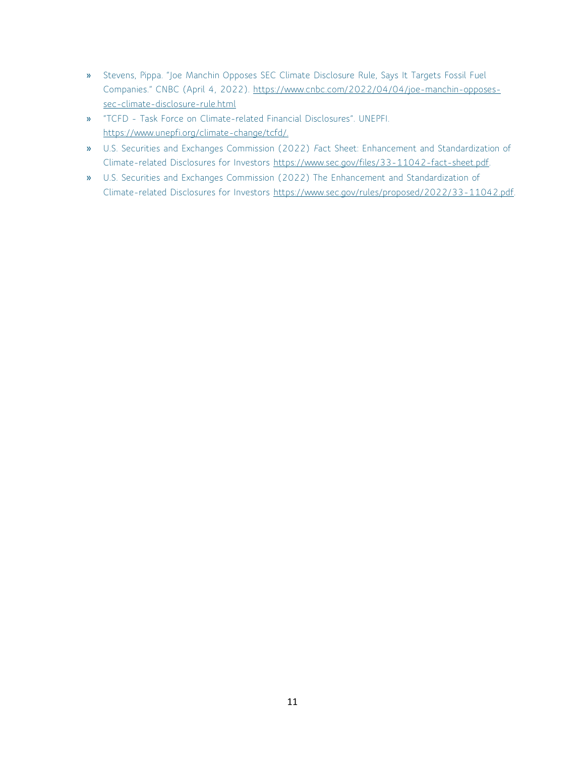- Stevens, Pippa. "Joe Manchin Opposes SEC Climate Disclosure Rule, Says It Targets Fossil Fuel Companies." CNBC (April 4, 2022). https://www.cnbc.com/2022/04/04/joe-manchin-opposes-sec-climate-disclosure-rule.html
- "TCFD - Task Force on Climate-related Financial Disclosures". UNEPFI. https://www.unepfi.org/climate-change/tcfd/.
- U.S. Securities and Exchanges Commission (2022) *F*act Sheet: Enhancement and Standardization of Climate-related Disclosures for Investors https://www.sec.gov/files/33-11042-fact-sheet.pdf.
- U.S. Securities and Exchanges Commission (2022) The Enhancement and Standardization of Climate-related Disclosures for Investors https://www.sec.gov/rules/proposed/2022/33-11042.pdf.